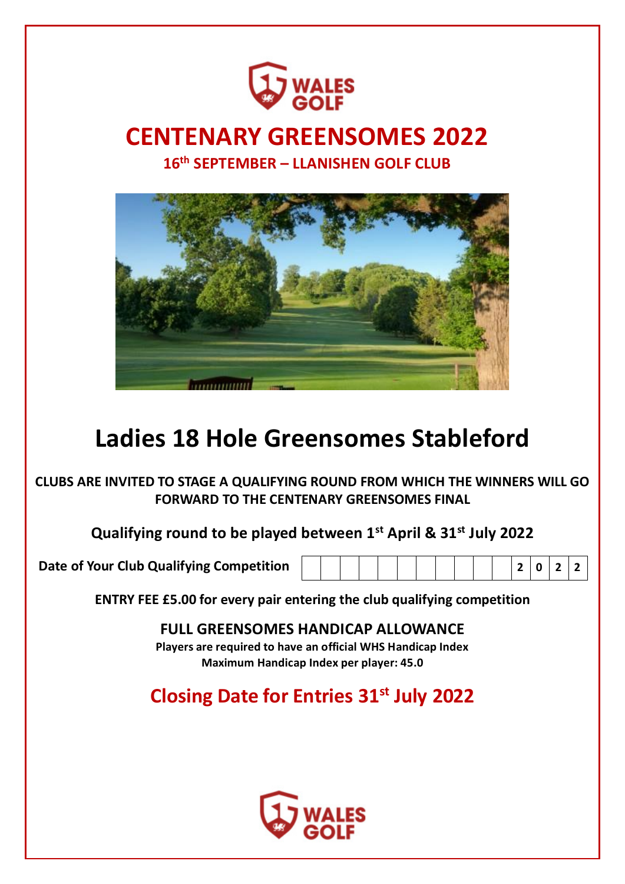WALES GOLF

# CENTENARY GREENSOMES 2022

### 16th SEPTEMBER – LLANISHEN GOLF CLUB

## Ladies 18 Hole Greensomes Stableford

**CLUBS ARE INVITED TO STAGE A QUALIFYING ROUND FROM WHICH THE WINNERS WILL GO FORWARD TO THE CENTENARY GREENSOMES FINAL**

**Qualifying round to be played between 1st April & 31st July 2022**

**Date of Your Club Qualifying Competition** | | | | | | | | | | | | 2 | 0 | 2 | 2 |

**ENTRY FEE £5.00 for every pair entering the club qualifying competition**

**FULL GREENSOMES HANDICAP ALLOWANCE**

**Players are required to have an official WHS Handicap Index**

**Maximum Handicap Index per player: 45.0**

## Closing Date for Entries 31st July 2022

WALES GOLF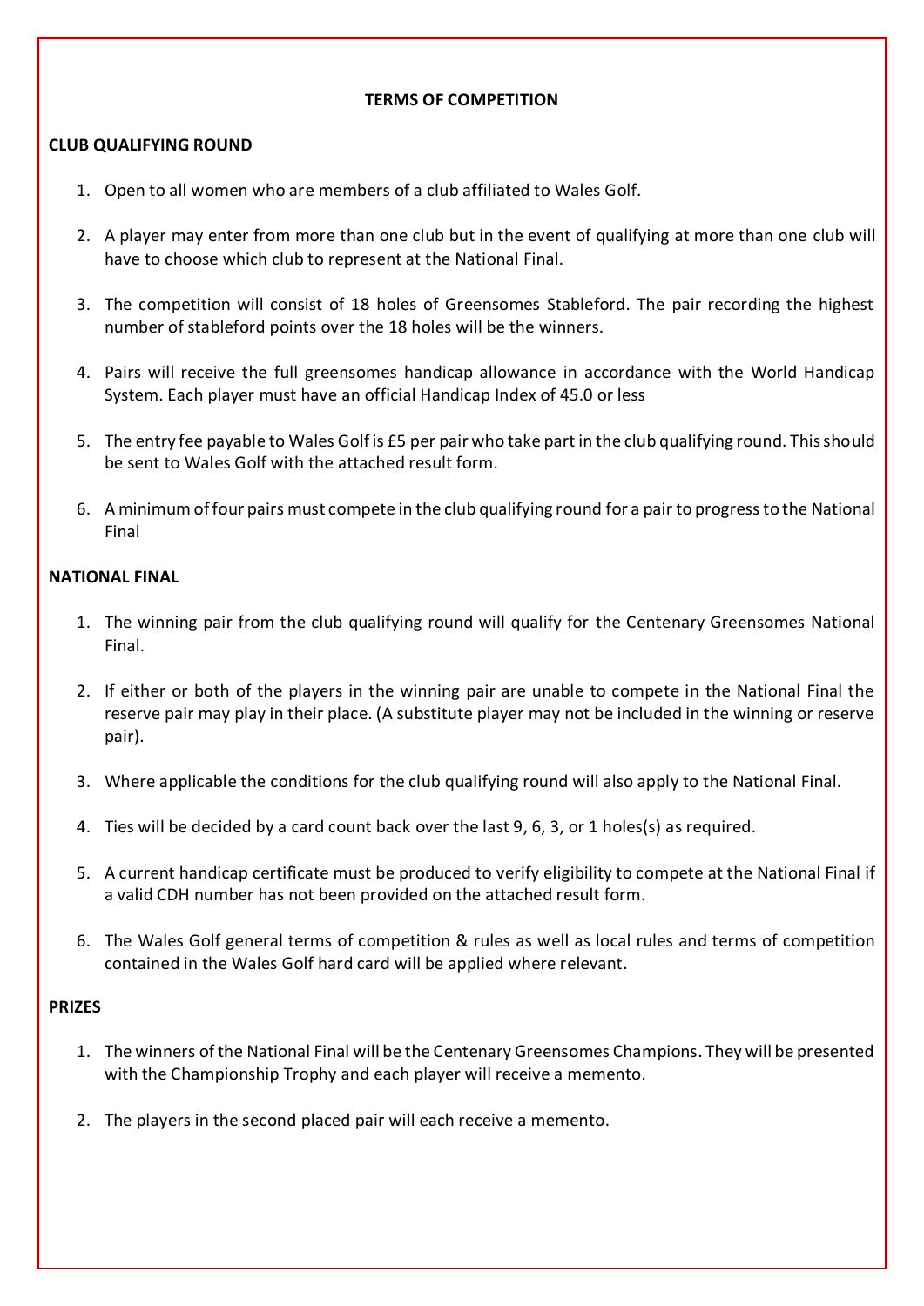# TERMS OF COMPETITION

## CLUB QUALIFYING ROUND

1. Open to all women who are members of a club affiliated to Wales Golf.

2. A player may enter from more than one club but in the event of qualifying at more than one club will have to choose which club to represent at the National Final.

3. The competition will consist of 18 holes of Greensomes Stableford. The pair recording the highest number of stableford points over the 18 holes will be the winners.

4. Pairs will receive the full greensomes handicap allowance in accordance with the World Handicap System. Each player must have an official Handicap Index of 45.0 or less

5. The entry fee payable to Wales Golf is £5 per pair who take part in the club qualifying round. This should be sent to Wales Golf with the attached result form.

6. A minimum of four pairs must compete in the club qualifying round for a pair to progress to the National Final

## NATIONAL FINAL

1. The winning pair from the club qualifying round will qualify for the Centenary Greensomes National Final.

2. If either or both of the players in the winning pair are unable to compete in the National Final the reserve pair may play in their place. (A substitute player may not be included in the winning or reserve pair).

3. Where applicable the conditions for the club qualifying round will also apply to the National Final.

4. Ties will be decided by a card count back over the last 9, 6, 3, or 1 holes(s) as required.

5. A current handicap certificate must be produced to verify eligibility to compete at the National Final if a valid CDH number has not been provided on the attached result form.

6. The Wales Golf general terms of competition & rules as well as local rules and terms of competition contained in the Wales Golf hard card will be applied where relevant.

## PRIZES

1. The winners of the National Final will be the Centenary Greensomes Champions. They will be presented with the Championship Trophy and each player will receive a memento.

2. The players in the second placed pair will each receive a memento.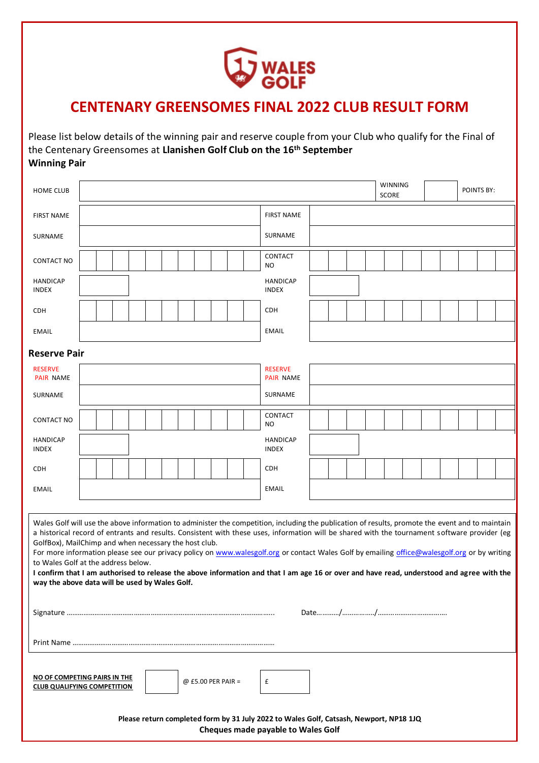WALES GOLF

# CENTENARY GREENSOMES FINAL 2022 CLUB RESULT FORM

Please list below details of the winning pair and reserve couple from your Club who qualify for the Final of the Centenary Greensomes at **Llanishen Golf Club on the 16th September**

### Winning Pair

| | | | | | |
|---|---|---|---|---|---|
| HOME CLUB | | WINNING SCORE | | POINTS BY: | |
| FIRST NAME | | FIRST NAME | | | |
| SURNAME | | SURNAME | | | |
| CONTACT NO | | CONTACT NO | | | |
| HANDICAP INDEX | | HANDICAP INDEX | | | |
| CDH | | CDH | | | |
| EMAIL | | EMAIL | | | |

### Reserve Pair

| | | | |
|---|---|---|---|
| RESERVE PAIR NAME | | RESERVE PAIR NAME | |
| SURNAME | | SURNAME | |
| CONTACT NO | | CONTACT NO | |
| HANDICAP INDEX | | HANDICAP INDEX | |
| CDH | | CDH | |
| EMAIL | | EMAIL | |

Wales Golf will use the above information to administer the competition, including the publication of results, promote the event and to maintain a historical record of entrants and results. Consistent with these uses, information will be shared with the tournament software provider (eg GolfBox), MailChimp and when necessary the host club.
For more information please see our privacy policy on www.walesgolf.org or contact Wales Golf by emailing office@walesgolf.org or by writing to Wales Golf at the address below.
**I confirm that I am authorised to release the above information and that I am age 16 or over and have read, understood and agree with the way the above data will be used by Wales Golf.**

Signature …………………………………………………………………………………………….. Date………../……………./……………………………….

Print Name …………………………………………………………………………………………

**NO OF COMPETING PAIRS IN THE CLUB QUALIFYING COMPETITION** [ ] @ £5.00 PER PAIR = £

**Please return completed form by 31 July 2022 to Wales Golf, Catsash, Newport, NP18 1JQ**
**Cheques made payable to Wales Golf**